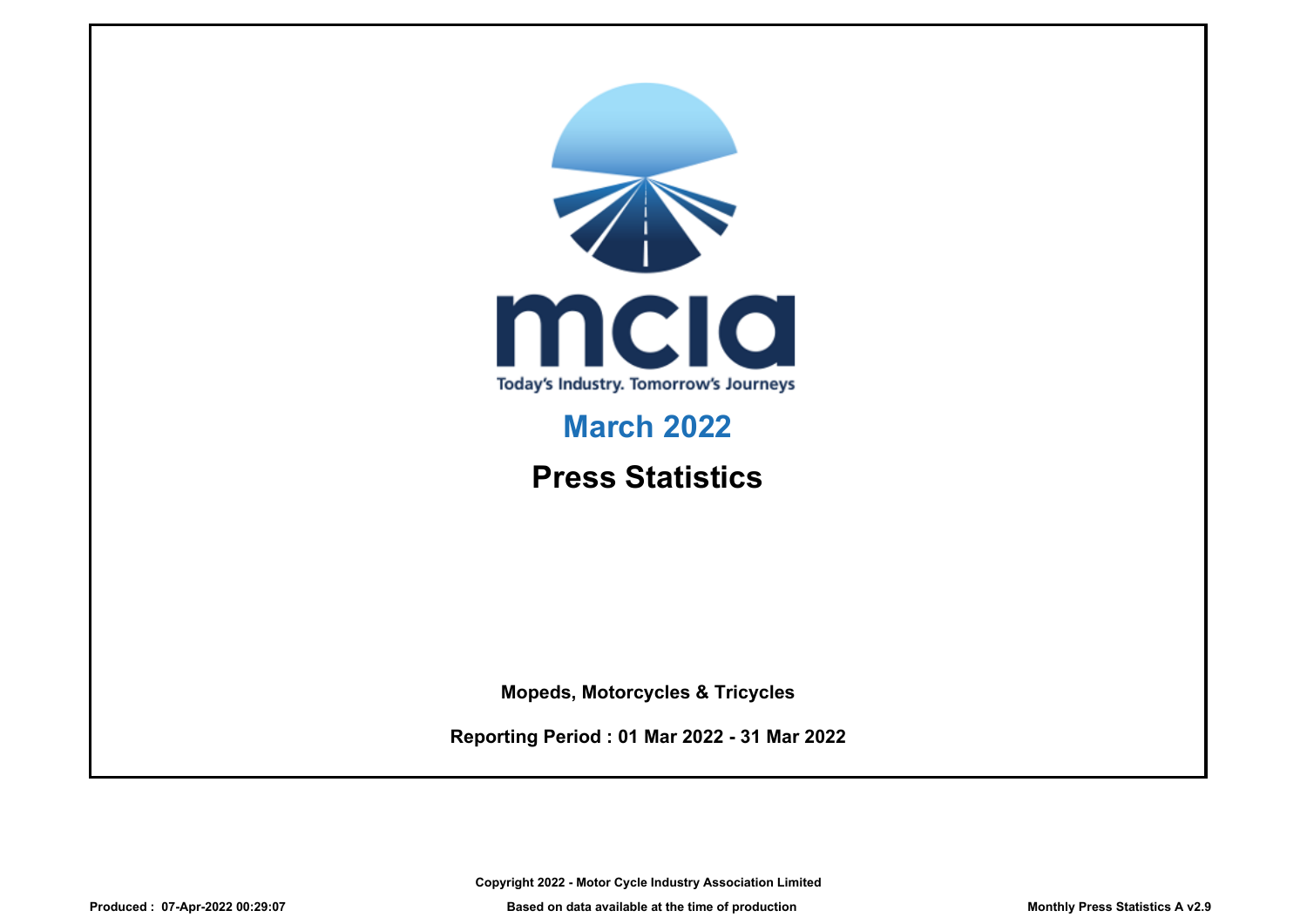mcia

Today's Industry. Tomorrow's Journeys

# March 2022

# Press Statistics

**Mopeds, Motorcycles & Tricycles**

**Reporting Period : 01 Mar 2022 - 31 Mar 2022**

**Copyright 2022 - Motor Cycle Industry Association Limited**

**Produced : 07-Apr-2022 00:29:07** **Based on data available at the time of production** **Monthly Press Statistics A v2.9**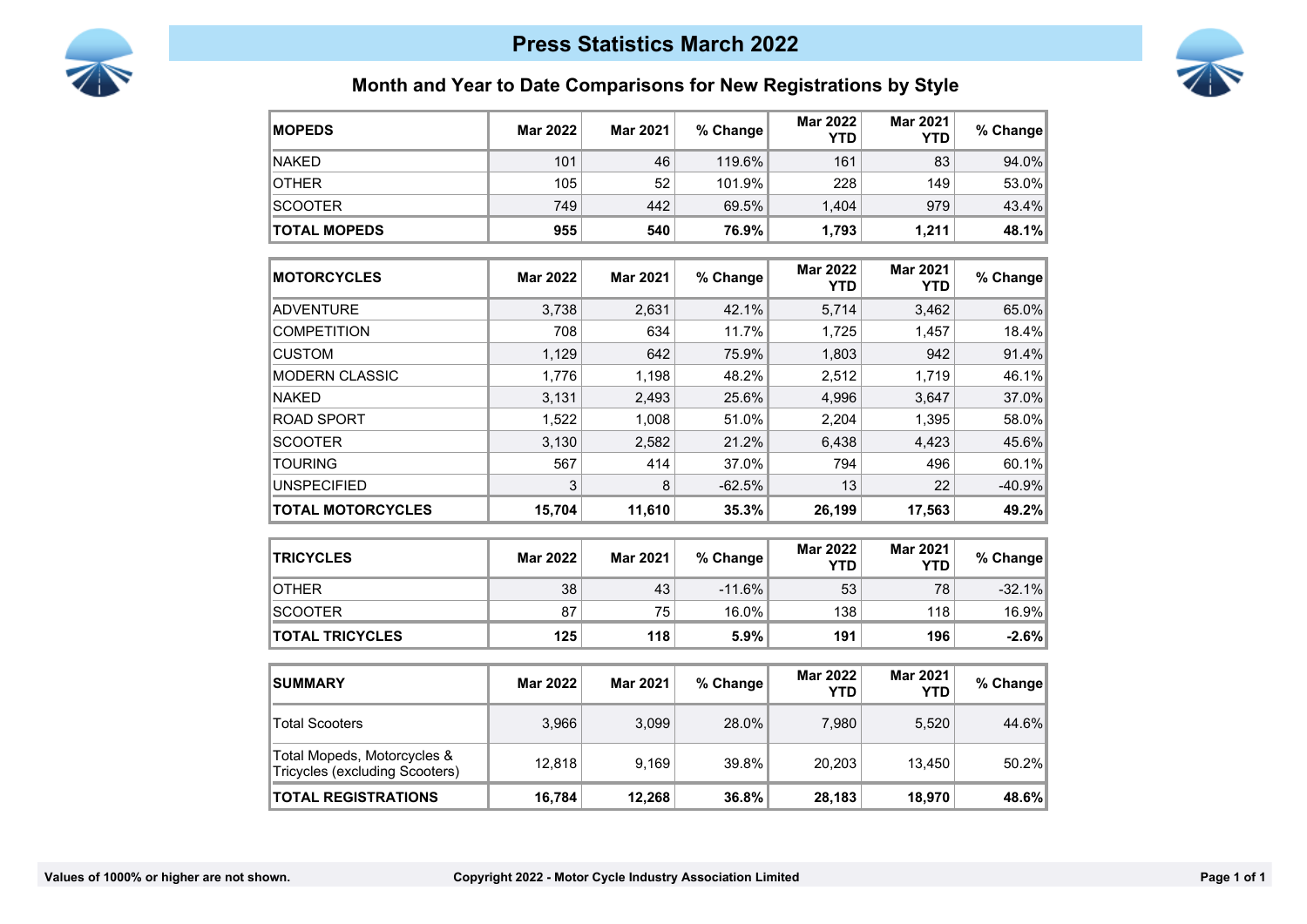# Press Statistics March 2022

## Month and Year to Date Comparisons for New Registrations by Style

| MOPEDS | Mar 2022 | Mar 2021 | % Change | Mar 2022 YTD | Mar 2021 YTD | % Change |
|---|---|---|---|---|---|---|
| NAKED | 101 | 46 | 119.6% | 161 | 83 | 94.0% |
| OTHER | 105 | 52 | 101.9% | 228 | 149 | 53.0% |
| SCOOTER | 749 | 442 | 69.5% | 1,404 | 979 | 43.4% |
| **TOTAL MOPEDS** | **955** | **540** | **76.9%** | **1,793** | **1,211** | **48.1%** |

| MOTORCYCLES | Mar 2022 | Mar 2021 | % Change | Mar 2022 YTD | Mar 2021 YTD | % Change |
|---|---|---|---|---|---|---|
| ADVENTURE | 3,738 | 2,631 | 42.1% | 5,714 | 3,462 | 65.0% |
| COMPETITION | 708 | 634 | 11.7% | 1,725 | 1,457 | 18.4% |
| CUSTOM | 1,129 | 642 | 75.9% | 1,803 | 942 | 91.4% |
| MODERN CLASSIC | 1,776 | 1,198 | 48.2% | 2,512 | 1,719 | 46.1% |
| NAKED | 3,131 | 2,493 | 25.6% | 4,996 | 3,647 | 37.0% |
| ROAD SPORT | 1,522 | 1,008 | 51.0% | 2,204 | 1,395 | 58.0% |
| SCOOTER | 3,130 | 2,582 | 21.2% | 6,438 | 4,423 | 45.6% |
| TOURING | 567 | 414 | 37.0% | 794 | 496 | 60.1% |
| UNSPECIFIED | 3 | 8 | -62.5% | 13 | 22 | -40.9% |
| **TOTAL MOTORCYCLES** | **15,704** | **11,610** | **35.3%** | **26,199** | **17,563** | **49.2%** |

| TRICYCLES | Mar 2022 | Mar 2021 | % Change | Mar 2022 YTD | Mar 2021 YTD | % Change |
|---|---|---|---|---|---|---|
| OTHER | 38 | 43 | -11.6% | 53 | 78 | -32.1% |
| SCOOTER | 87 | 75 | 16.0% | 138 | 118 | 16.9% |
| **TOTAL TRICYCLES** | **125** | **118** | **5.9%** | **191** | **196** | **-2.6%** |

| SUMMARY | Mar 2022 | Mar 2021 | % Change | Mar 2022 YTD | Mar 2021 YTD | % Change |
|---|---|---|---|---|---|---|
| Total Scooters | 3,966 | 3,099 | 28.0% | 7,980 | 5,520 | 44.6% |
| Total Mopeds, Motorcycles & Tricycles (excluding Scooters) | 12,818 | 9,169 | 39.8% | 20,203 | 13,450 | 50.2% |
| **TOTAL REGISTRATIONS** | **16,784** | **12,268** | **36.8%** | **28,183** | **18,970** | **48.6%** |

Values of 1000% or higher are not shown.

Copyright 2022 - Motor Cycle Industry Association Limited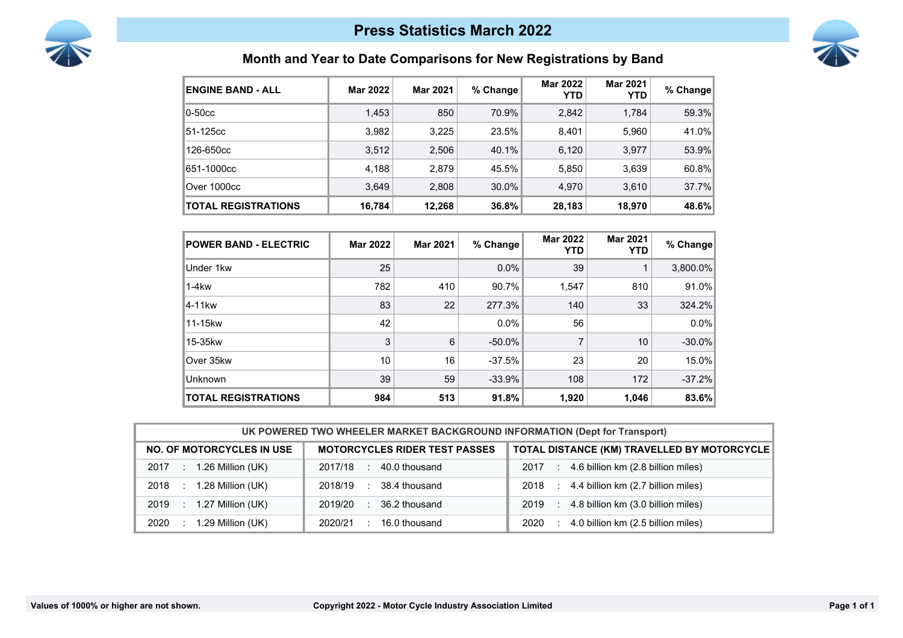# Press Statistics March 2022

## Month and Year to Date Comparisons for New Registrations by Band

| ENGINE BAND - ALL | Mar 2022 | Mar 2021 | % Change | Mar 2022 YTD | Mar 2021 YTD | % Change |
|---|---|---|---|---|---|---|
| 0-50cc | 1,453 | 850 | 70.9% | 2,842 | 1,784 | 59.3% |
| 51-125cc | 3,982 | 3,225 | 23.5% | 8,401 | 5,960 | 41.0% |
| 126-650cc | 3,512 | 2,506 | 40.1% | 6,120 | 3,977 | 53.9% |
| 651-1000cc | 4,188 | 2,879 | 45.5% | 5,850 | 3,639 | 60.8% |
| Over 1000cc | 3,649 | 2,808 | 30.0% | 4,970 | 3,610 | 37.7% |
| **TOTAL REGISTRATIONS** | **16,784** | **12,268** | **36.8%** | **28,183** | **18,970** | **48.6%** |

| POWER BAND - ELECTRIC | Mar 2022 | Mar 2021 | % Change | Mar 2022 YTD | Mar 2021 YTD | % Change |
|---|---|---|---|---|---|---|
| Under 1kw | 25 | | 0.0% | 39 | 1 | 3,800.0% |
| 1-4kw | 782 | 410 | 90.7% | 1,547 | 810 | 91.0% |
| 4-11kw | 83 | 22 | 277.3% | 140 | 33 | 324.2% |
| 11-15kw | 42 | | 0.0% | 56 | | 0.0% |
| 15-35kw | 3 | 6 | -50.0% | 7 | 10 | -30.0% |
| Over 35kw | 10 | 16 | -37.5% | 23 | 20 | 15.0% |
| Unknown | 39 | 59 | -33.9% | 108 | 172 | -37.2% |
| **TOTAL REGISTRATIONS** | **984** | **513** | **91.8%** | **1,920** | **1,046** | **83.6%** |

| UK POWERED TWO WHEELER MARKET BACKGROUND INFORMATION (Dept for Transport) | | |
|---|---|---|
| **NO. OF MOTORCYCLES IN USE** | **MOTORCYCLES RIDER TEST PASSES** | **TOTAL DISTANCE (KM) TRAVELLED BY MOTORCYCLE** |
| 2017 : 1.26 Million (UK) | 2017/18 : 40.0 thousand | 2017 : 4.6 billion km (2.8 billion miles) |
| 2018 : 1.28 Million (UK) | 2018/19 : 38.4 thousand | 2018 : 4.4 billion km (2.7 billion miles) |
| 2019 : 1.27 Million (UK) | 2019/20 : 36.2 thousand | 2019 : 4.8 billion km (3.0 billion miles) |
| 2020 : 1.29 Million (UK) | 2020/21 : 16.0 thousand | 2020 : 4.0 billion km (2.5 billion miles) |

**Values of 1000% or higher are not shown.**

**Copyright 2022 - Motor Cycle Industry Association Limited**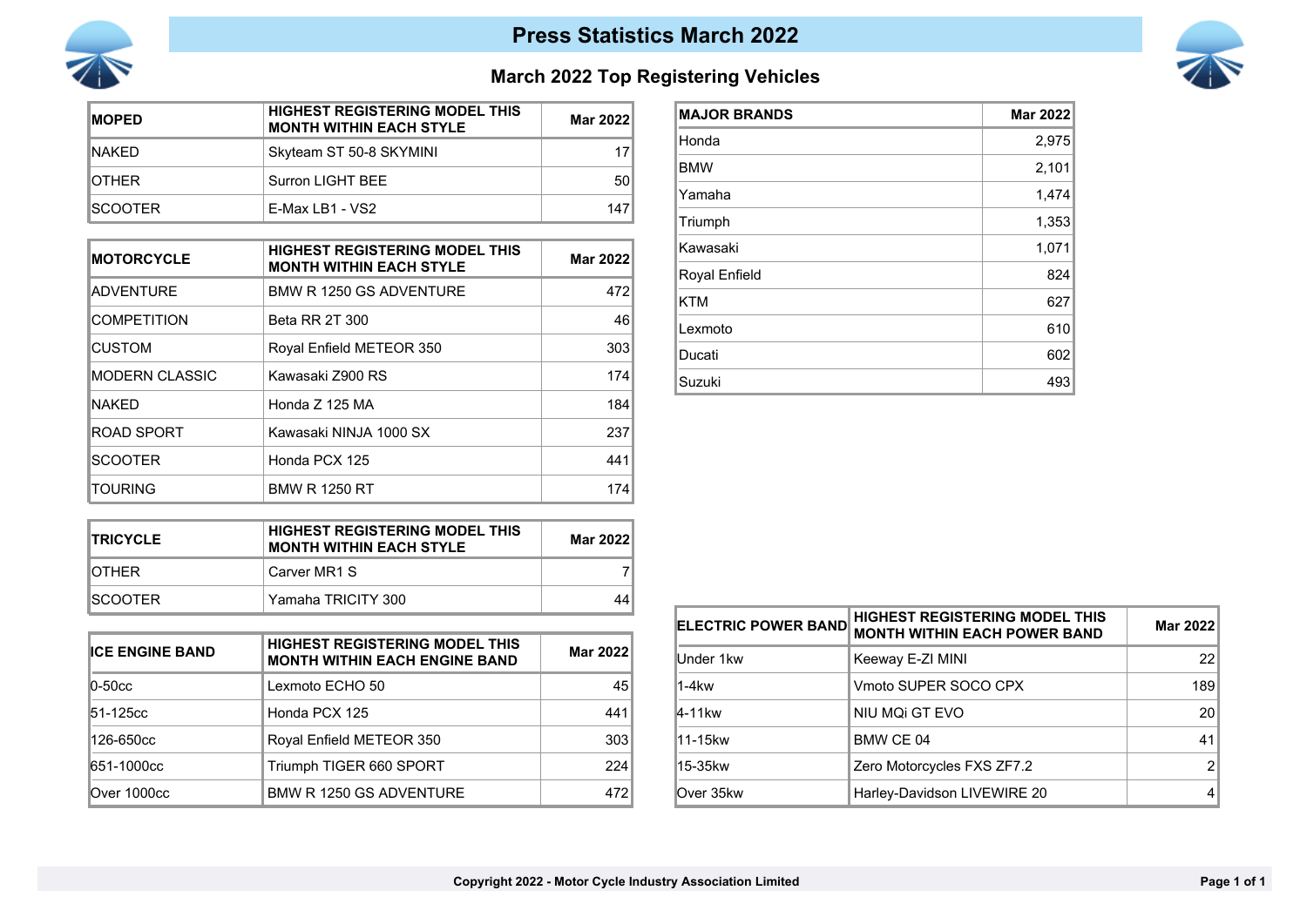# Press Statistics March 2022

## March 2022 Top Registering Vehicles

| MOPED | HIGHEST REGISTERING MODEL THIS MONTH WITHIN EACH STYLE | Mar 2022 |
|---|---|---|
| NAKED | Skyteam ST 50-8 SKYMINI | 17 |
| OTHER | Surron LIGHT BEE | 50 |
| SCOOTER | E-Max LB1 - VS2 | 147 |

| MOTORCYCLE | HIGHEST REGISTERING MODEL THIS MONTH WITHIN EACH STYLE | Mar 2022 |
|---|---|---|
| ADVENTURE | BMW R 1250 GS ADVENTURE | 472 |
| COMPETITION | Beta RR 2T 300 | 46 |
| CUSTOM | Royal Enfield METEOR 350 | 303 |
| MODERN CLASSIC | Kawasaki Z900 RS | 174 |
| NAKED | Honda Z 125 MA | 184 |
| ROAD SPORT | Kawasaki NINJA 1000 SX | 237 |
| SCOOTER | Honda PCX 125 | 441 |
| TOURING | BMW R 1250 RT | 174 |

| TRICYCLE | HIGHEST REGISTERING MODEL THIS MONTH WITHIN EACH STYLE | Mar 2022 |
|---|---|---|
| OTHER | Carver MR1 S | 7 |
| SCOOTER | Yamaha TRICITY 300 | 44 |

| ICE ENGINE BAND | HIGHEST REGISTERING MODEL THIS MONTH WITHIN EACH ENGINE BAND | Mar 2022 |
|---|---|---|
| 0-50cc | Lexmoto ECHO 50 | 45 |
| 51-125cc | Honda PCX 125 | 441 |
| 126-650cc | Royal Enfield METEOR 350 | 303 |
| 651-1000cc | Triumph TIGER 660 SPORT | 224 |
| Over 1000cc | BMW R 1250 GS ADVENTURE | 472 |

| MAJOR BRANDS | Mar 2022 |
|---|---|
| Honda | 2,975 |
| BMW | 2,101 |
| Yamaha | 1,474 |
| Triumph | 1,353 |
| Kawasaki | 1,071 |
| Royal Enfield | 824 |
| KTM | 627 |
| Lexmoto | 610 |
| Ducati | 602 |
| Suzuki | 493 |

| ELECTRIC POWER BAND | HIGHEST REGISTERING MODEL THIS MONTH WITHIN EACH POWER BAND | Mar 2022 |
|---|---|---|
| Under 1kw | Keeway E-ZI MINI | 22 |
| 1-4kw | Vmoto SUPER SOCO CPX | 189 |
| 4-11kw | NIU MQi GT EVO | 20 |
| 11-15kw | BMW CE 04 | 41 |
| 15-35kw | Zero Motorcycles FXS ZF7.2 | 2 |
| Over 35kw | Harley-Davidson LIVEWIRE 20 | 4 |

Copyright 2022 - Motor Cycle Industry Association Limited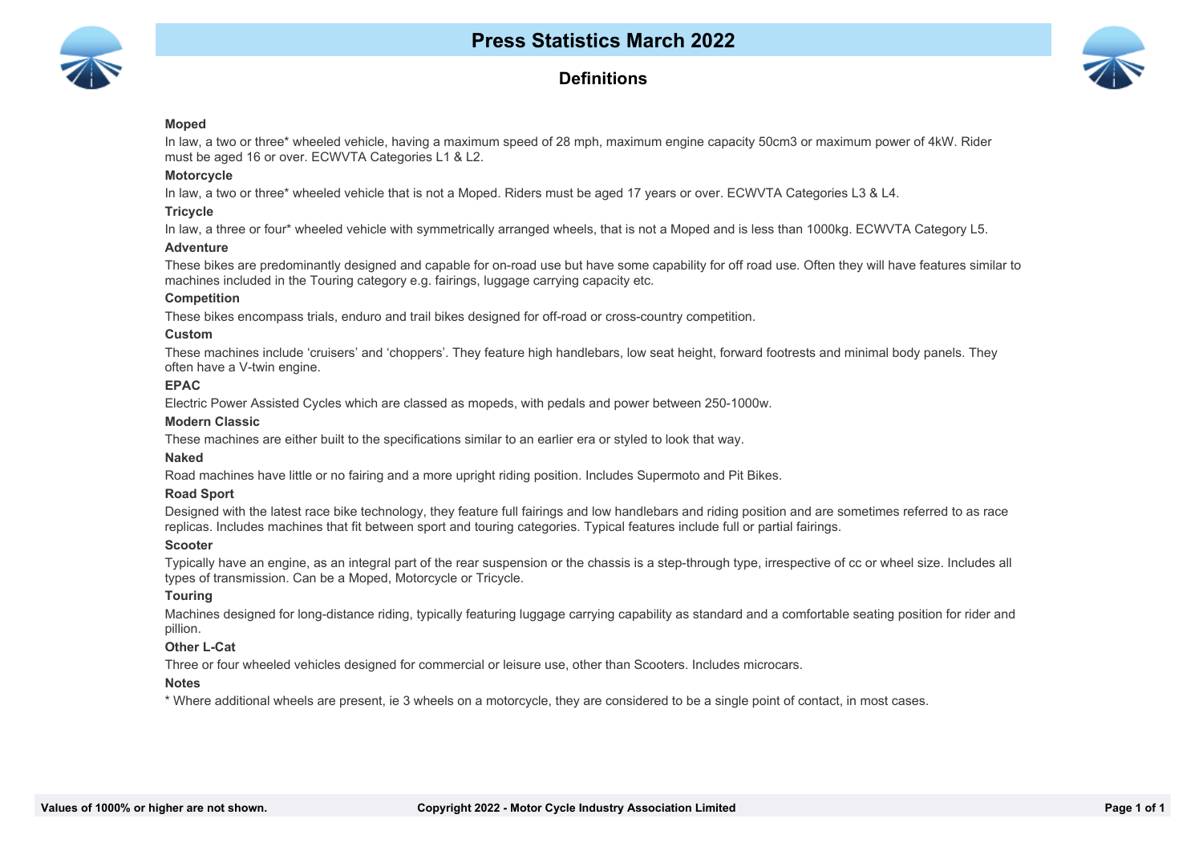# Press Statistics March 2022

## Definitions

**Moped**

In law, a two or three* wheeled vehicle, having a maximum speed of 28 mph, maximum engine capacity 50cm3 or maximum power of 4kW. Rider must be aged 16 or over. ECWVTA Categories L1 & L2.

**Motorcycle**

In law, a two or three* wheeled vehicle that is not a Moped. Riders must be aged 17 years or over. ECWVTA Categories L3 & L4.

**Tricycle**

In law, a three or four* wheeled vehicle with symmetrically arranged wheels, that is not a Moped and is less than 1000kg. ECWVTA Category L5.

**Adventure**

These bikes are predominantly designed and capable for on-road use but have some capability for off road use. Often they will have features similar to machines included in the Touring category e.g. fairings, luggage carrying capacity etc.

**Competition**

These bikes encompass trials, enduro and trail bikes designed for off-road or cross-country competition.

**Custom**

These machines include ‘cruisers’ and ‘choppers’. They feature high handlebars, low seat height, forward footrests and minimal body panels. They often have a V-twin engine.

**EPAC**

Electric Power Assisted Cycles which are classed as mopeds, with pedals and power between 250-1000w.

**Modern Classic**

These machines are either built to the specifications similar to an earlier era or styled to look that way.

**Naked**

Road machines have little or no fairing and a more upright riding position. Includes Supermoto and Pit Bikes.

**Road Sport**

Designed with the latest race bike technology, they feature full fairings and low handlebars and riding position and are sometimes referred to as race replicas. Includes machines that fit between sport and touring categories. Typical features include full or partial fairings.

**Scooter**

Typically have an engine, as an integral part of the rear suspension or the chassis is a step-through type, irrespective of cc or wheel size. Includes all types of transmission. Can be a Moped, Motorcycle or Tricycle.

**Touring**

Machines designed for long-distance riding, typically featuring luggage carrying capability as standard and a comfortable seating position for rider and pillion.

**Other L-Cat**

Three or four wheeled vehicles designed for commercial or leisure use, other than Scooters. Includes microcars.

**Notes**

* Where additional wheels are present, ie 3 wheels on a motorcycle, they are considered to be a single point of contact, in most cases.

Values of 1000% or higher are not shown.

Copyright 2022 - Motor Cycle Industry Association Limited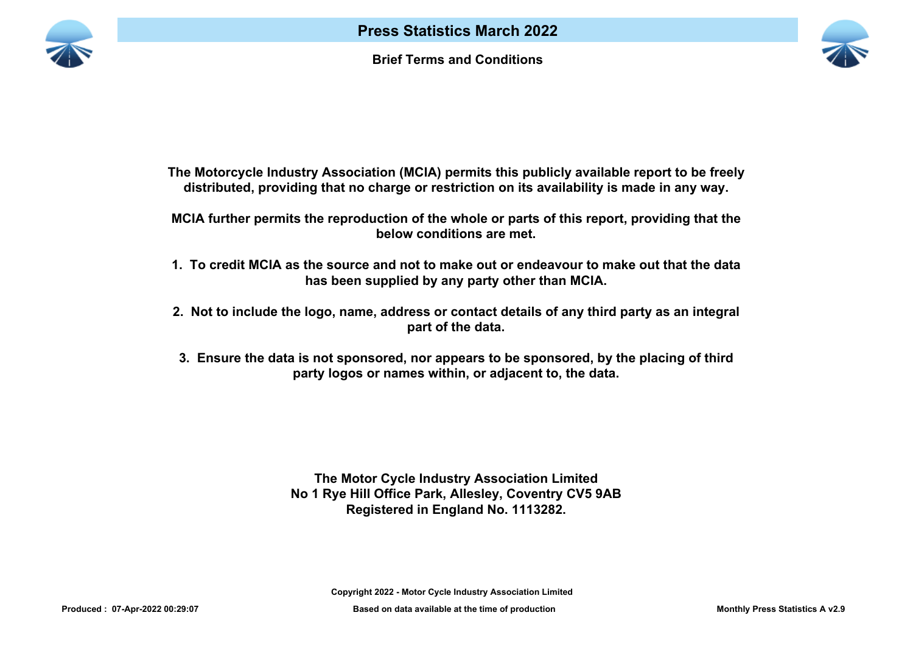# Press Statistics March 2022

## Brief Terms and Conditions

**The Motorcycle Industry Association (MCIA) permits this publicly available report to be freely distributed, providing that no charge or restriction on its availability is made in any way.**

**MCIA further permits the reproduction of the whole or parts of this report, providing that the below conditions are met.**

1. **To credit MCIA as the source and not to make out or endeavour to make out that the data has been supplied by any party other than MCIA.**

2. **Not to include the logo, name, address or contact details of any third party as an integral part of the data.**

3. **Ensure the data is not sponsored, nor appears to be sponsored, by the placing of third party logos or names within, or adjacent to, the data.**

**The Motor Cycle Industry Association Limited**
**No 1 Rye Hill Office Park, Allesley, Coventry CV5 9AB**
**Registered in England No. 1113282.**

Copyright 2022 - Motor Cycle Industry Association Limited

Produced : 07-Apr-2022 00:29:07

Based on data available at the time of production

Monthly Press Statistics A v2.9